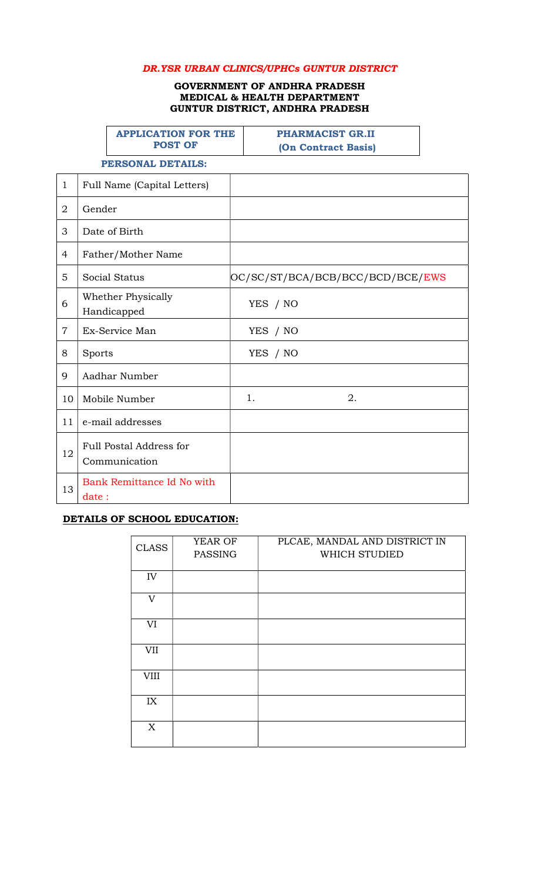***DR.YSR URBAN CLINICS/UPHCs GUNTUR DISTRICT***

**GOVERNMENT OF ANDHRA PRADESH**
**MEDICAL & HEALTH DEPARTMENT**
**GUNTUR DISTRICT, ANDHRA PRADESH**

| APPLICATION FOR THE POST OF | PHARMACIST GR.II (On Contract Basis) |
|---|---|

**PERSONAL DETAILS:**

| | | |
|---|---|---|
| 1 | Full Name (Capital Letters) | |
| 2 | Gender | |
| 3 | Date of Birth | |
| 4 | Father/Mother Name | |
| 5 | Social Status | OC/SC/ST/BCA/BCB/BCC/BCD/BCE/EWS |
| 6 | Whether Physically Handicapped | YES / NO |
| 7 | Ex-Service Man | YES / NO |
| 8 | Sports | YES / NO |
| 9 | Aadhar Number | |
| 10 | Mobile Number | 1. 2. |
| 11 | e-mail addresses | |
| 12 | Full Postal Address for Communication | |
| 13 | Bank Remittance Id No with date : | |

**DETAILS OF SCHOOL EDUCATION:**

| CLASS | YEAR OF PASSING | PLCAE, MANDAL AND DISTRICT IN WHICH STUDIED |
|---|---|---|
| IV | | |
| V | | |
| VI | | |
| VII | | |
| VIII | | |
| IX | | |
| X | | |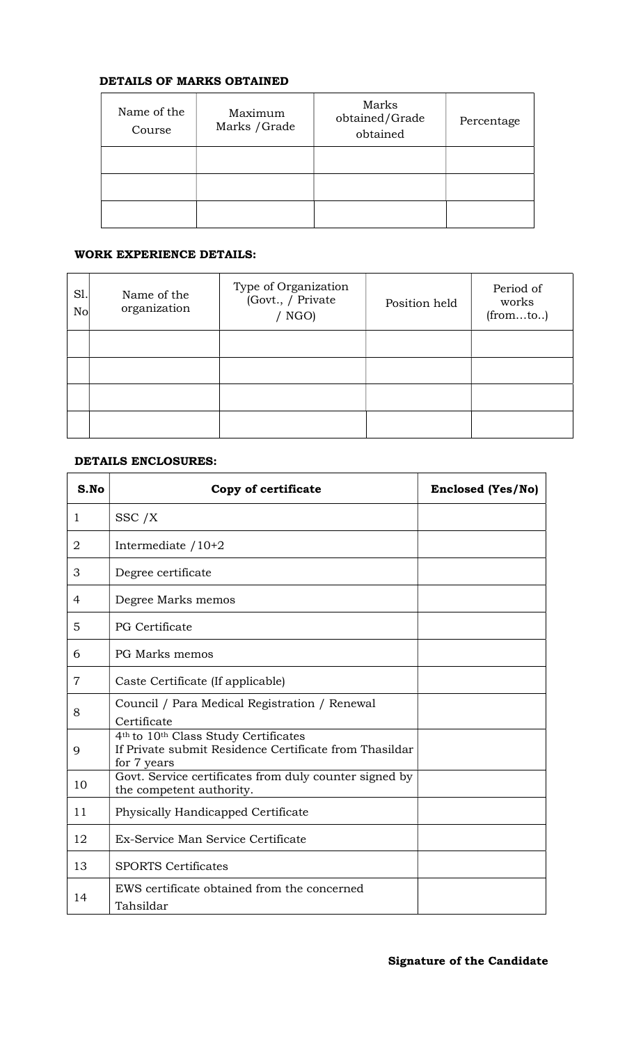### DETAILS OF MARKS OBTAINED

| Name of the Course | Maximum Marks /Grade | Marks obtained/Grade obtained | Percentage |
|---|---|---|---|
| | | | |
| | | | |
| | | | |

### WORK EXPERIENCE DETAILS:

| Sl. No | Name of the organization | Type of Organization (Govt., / Private / NGO) | Position held | Period of works (from…to..) |
|---|---|---|---|---|
| | | | | |
| | | | | |
| | | | | |
| | | | | |

### DETAILS ENCLOSURES:

| S.No | Copy of certificate | Enclosed (Yes/No) |
|---|---|---|
| 1 | SSC /X | |
| 2 | Intermediate /10+2 | |
| 3 | Degree certificate | |
| 4 | Degree Marks memos | |
| 5 | PG Certificate | |
| 6 | PG Marks memos | |
| 7 | Caste Certificate (If applicable) | |
| 8 | Council / Para Medical Registration / Renewal Certificate | |
| 9 | 4th to 10th Class Study Certificates If Private submit Residence Certificate from Thasildar for 7 years | |
| 10 | Govt. Service certificates from duly counter signed by the competent authority. | |
| 11 | Physically Handicapped Certificate | |
| 12 | Ex-Service Man Service Certificate | |
| 13 | SPORTS Certificates | |
| 14 | EWS certificate obtained from the concerned Tahsildar | |

**Signature of the Candidate**